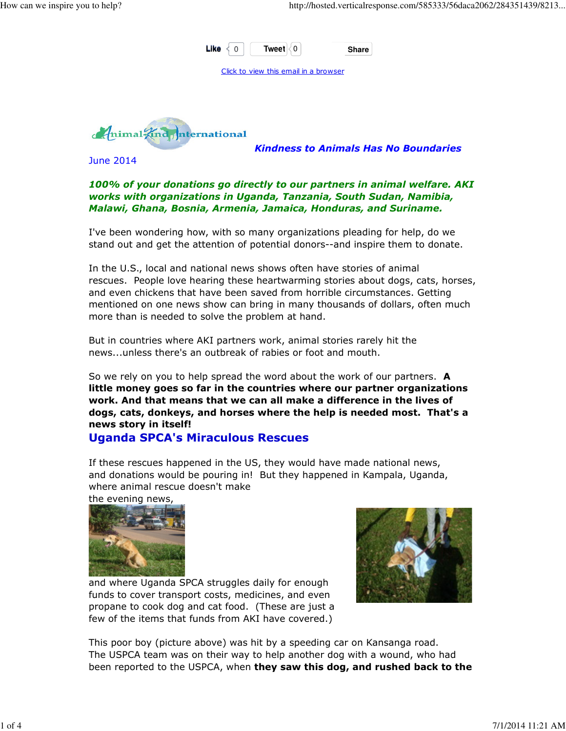Like 0 Tweet 0 Share

Click to view this email in a browser

Animal Kind International

***Kindness to Animals Has No Boundaries***

June 2014

***100% of your donations go directly to our partners in animal welfare. AKI works with organizations in Uganda, Tanzania, South Sudan, Namibia, Malawi, Ghana, Bosnia, Armenia, Jamaica, Honduras, and Suriname.***

I've been wondering how, with so many organizations pleading for help, do we stand out and get the attention of potential donors--and inspire them to donate.

In the U.S., local and national news shows often have stories of animal rescues. People love hearing these heartwarming stories about dogs, cats, horses, and even chickens that have been saved from horrible circumstances. Getting mentioned on one news show can bring in many thousands of dollars, often much more than is needed to solve the problem at hand.

But in countries where AKI partners work, animal stories rarely hit the news...unless there's an outbreak of rabies or foot and mouth.

So we rely on you to help spread the word about the work of our partners. **A little money goes so far in the countries where our partner organizations work. And that means that we can all make a difference in the lives of dogs, cats, donkeys, and horses where the help is needed most. That's a news story in itself!**

## Uganda SPCA's Miraculous Rescues

If these rescues happened in the US, they would have made national news, and donations would be pouring in! But they happened in Kampala, Uganda, where animal rescue doesn't make the evening news,

and where Uganda SPCA struggles daily for enough funds to cover transport costs, medicines, and even propane to cook dog and cat food. (These are just a few of the items that funds from AKI have covered.)

This poor boy (picture above) was hit by a speeding car on Kansanga road. The USPCA team was on their way to help another dog with a wound, who had been reported to the USPCA, when **they saw this dog, and rushed back to the**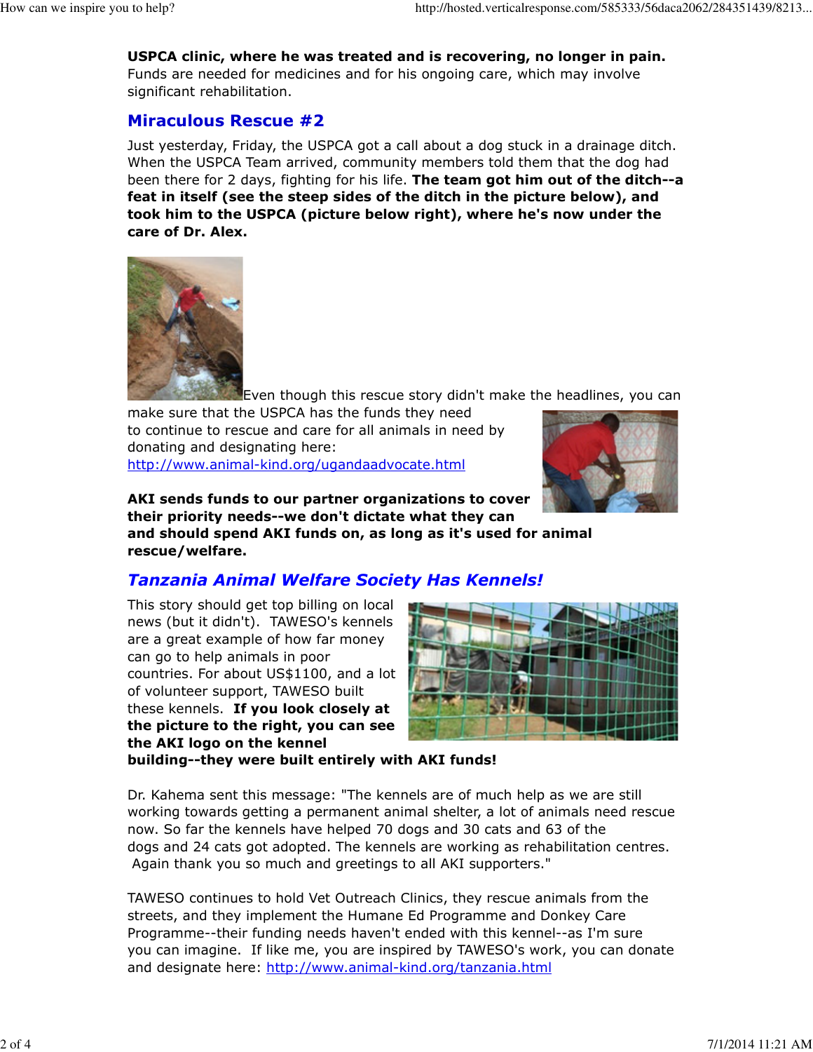**USPCA clinic, where he was treated and is recovering, no longer in pain.** Funds are needed for medicines and for his ongoing care, which may involve significant rehabilitation.

## Miraculous Rescue #2

Just yesterday, Friday, the USPCA got a call about a dog stuck in a drainage ditch. When the USPCA Team arrived, community members told them that the dog had been there for 2 days, fighting for his life. **The team got him out of the ditch--a feat in itself (see the steep sides of the ditch in the picture below), and took him to the USPCA (picture below right), where he's now under the care of Dr. Alex.**

Even though this rescue story didn't make the headlines, you can make sure that the USPCA has the funds they need to continue to rescue and care for all animals in need by donating and designating here: http://www.animal-kind.org/ugandaadvocate.html

**AKI sends funds to our partner organizations to cover their priority needs--we don't dictate what they can and should spend AKI funds on, as long as it's used for animal rescue/welfare.**

## *Tanzania Animal Welfare Society Has Kennels!*

This story should get top billing on local news (but it didn't). TAWESO's kennels are a great example of how far money can go to help animals in poor countries. For about US$1100, and a lot of volunteer support, TAWESO built these kennels. **If you look closely at the picture to the right, you can see the AKI logo on the kennel building--they were built entirely with AKI funds!**

Dr. Kahema sent this message: "The kennels are of much help as we are still working towards getting a permanent animal shelter, a lot of animals need rescue now. So far the kennels have helped 70 dogs and 30 cats and 63 of the dogs and 24 cats got adopted. The kennels are working as rehabilitation centres. Again thank you so much and greetings to all AKI supporters."

TAWESO continues to hold Vet Outreach Clinics, they rescue animals from the streets, and they implement the Humane Ed Programme and Donkey Care Programme--their funding needs haven't ended with this kennel--as I'm sure you can imagine. If like me, you are inspired by TAWESO's work, you can donate and designate here: http://www.animal-kind.org/tanzania.html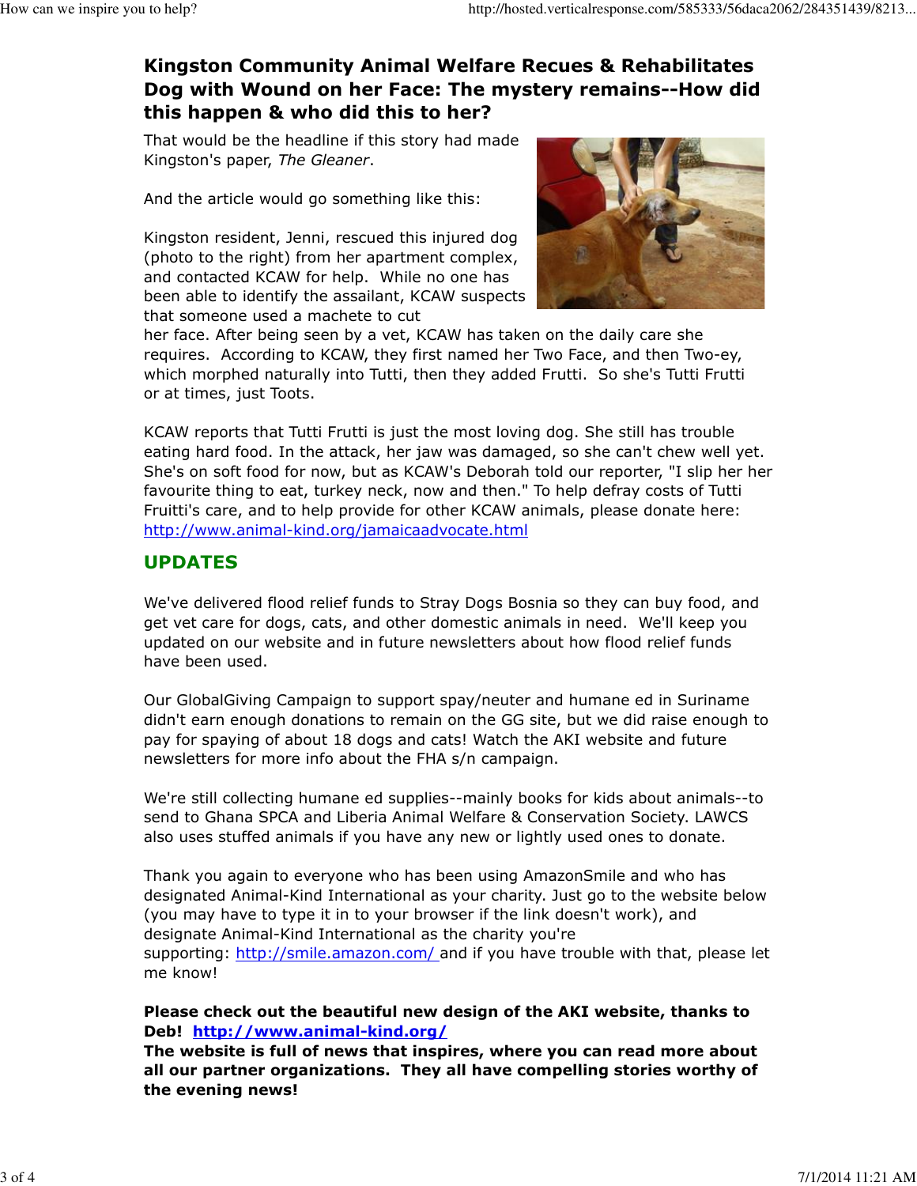## Kingston Community Animal Welfare Recues & Rehabilitates Dog with Wound on her Face: The mystery remains--How did this happen & who did this to her?

That would be the headline if this story had made Kingston's paper, *The Gleaner*.

And the article would go something like this:

Kingston resident, Jenni, rescued this injured dog (photo to the right) from her apartment complex, and contacted KCAW for help. While no one has been able to identify the assailant, KCAW suspects that someone used a machete to cut her face. After being seen by a vet, KCAW has taken on the daily care she requires. According to KCAW, they first named her Two Face, and then Two-ey, which morphed naturally into Tutti, then they added Frutti. So she's Tutti Frutti or at times, just Toots.

KCAW reports that Tutti Frutti is just the most loving dog. She still has trouble eating hard food. In the attack, her jaw was damaged, so she can't chew well yet. She's on soft food for now, but as KCAW's Deborah told our reporter, "I slip her her favourite thing to eat, turkey neck, now and then." To help defray costs of Tutti Fruitti's care, and to help provide for other KCAW animals, please donate here: http://www.animal-kind.org/jamaicaadvocate.html

## UPDATES

We've delivered flood relief funds to Stray Dogs Bosnia so they can buy food, and get vet care for dogs, cats, and other domestic animals in need. We'll keep you updated on our website and in future newsletters about how flood relief funds have been used.

Our GlobalGiving Campaign to support spay/neuter and humane ed in Suriname didn't earn enough donations to remain on the GG site, but we did raise enough to pay for spaying of about 18 dogs and cats! Watch the AKI website and future newsletters for more info about the FHA s/n campaign.

We're still collecting humane ed supplies--mainly books for kids about animals--to send to Ghana SPCA and Liberia Animal Welfare & Conservation Society. LAWCS also uses stuffed animals if you have any new or lightly used ones to donate.

Thank you again to everyone who has been using AmazonSmile and who has designated Animal-Kind International as your charity. Just go to the website below (you may have to type it in to your browser if the link doesn't work), and designate Animal-Kind International as the charity you're supporting: http://smile.amazon.com/ and if you have trouble with that, please let me know!

**Please check out the beautiful new design of the AKI website, thanks to Deb! http://www.animal-kind.org/**
**The website is full of news that inspires, where you can read more about all our partner organizations. They all have compelling stories worthy of the evening news!**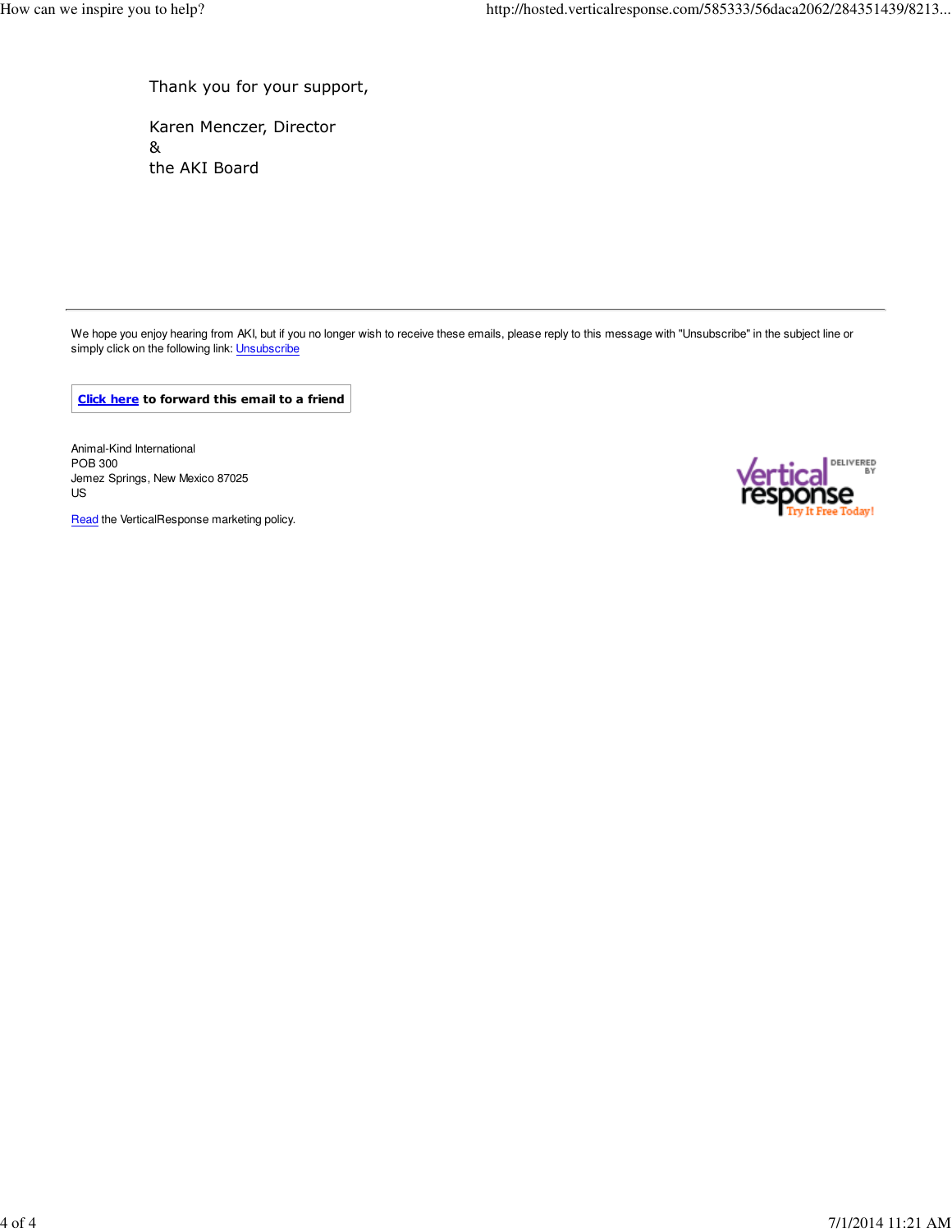Thank you for your support,

Karen Menczer, Director
&
the AKI Board

---

We hope you enjoy hearing from AKI, but if you no longer wish to receive these emails, please reply to this message with "Unsubscribe" in the subject line or simply click on the following link: Unsubscribe

**Click here to forward this email to a friend**

Animal-Kind International
POB 300
Jemez Springs, New Mexico 87025
US

Read the VerticalResponse marketing policy.

DELIVERED BY
Vertical response
Try It Free Today!